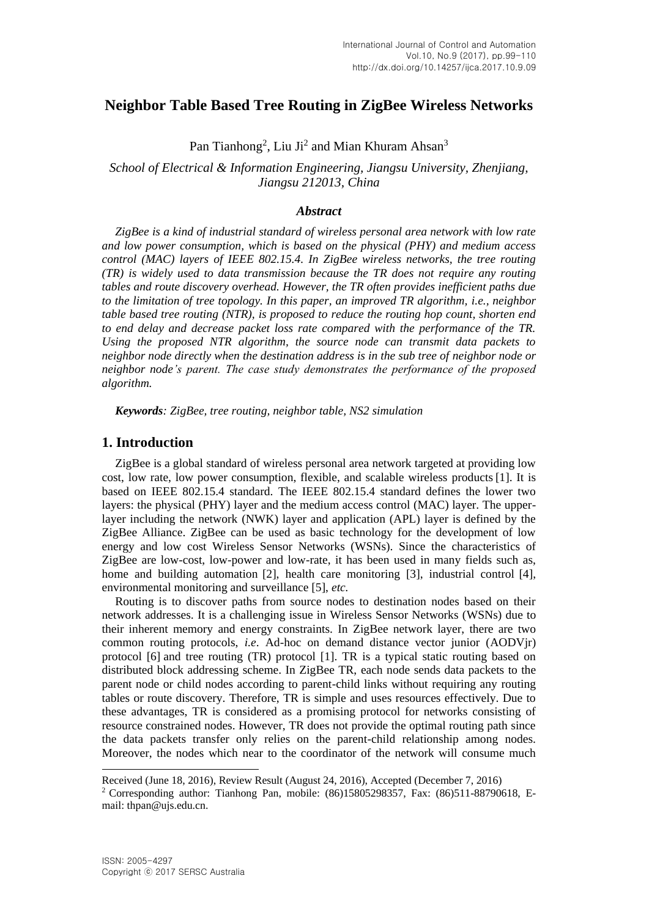# Neighbor Table Based Tree Routing in ZigBee Wireless Networks

Pan Tianhong[2], Liu Ji[2] and Mian Khuram Ahsan[3]

*School of Electrical & Information Engineering, Jiangsu University, Zhenjiang, Jiangsu 212013, China*

### *Abstract*

*ZigBee is a kind of industrial standard of wireless personal area network with low rate and low power consumption, which is based on the physical (PHY) and medium access control (MAC) layers of IEEE 802.15.4. In ZigBee wireless networks, the tree routing (TR) is widely used to data transmission because the TR does not require any routing tables and route discovery overhead. However, the TR often provides inefficient paths due to the limitation of tree topology. In this paper, an improved TR algorithm, i.e., neighbor table based tree routing (NTR), is proposed to reduce the routing hop count, shorten end to end delay and decrease packet loss rate compared with the performance of the TR. Using the proposed NTR algorithm, the source node can transmit data packets to neighbor node directly when the destination address is in the sub tree of neighbor node or neighbor node's parent. The case study demonstrates the performance of the proposed algorithm.*

***Keywords****: ZigBee, tree routing, neighbor table, NS2 simulation*

## 1. Introduction

ZigBee is a global standard of wireless personal area network targeted at providing low cost, low rate, low power consumption, flexible, and scalable wireless products [1]. It is based on IEEE 802.15.4 standard. The IEEE 802.15.4 standard defines the lower two layers: the physical (PHY) layer and the medium access control (MAC) layer. The upper-layer including the network (NWK) layer and application (APL) layer is defined by the ZigBee Alliance. ZigBee can be used as basic technology for the development of low energy and low cost Wireless Sensor Networks (WSNs). Since the characteristics of ZigBee are low-cost, low-power and low-rate, it has been used in many fields such as, home and building automation [2], health care monitoring [3], industrial control [4], environmental monitoring and surveillance [5], *etc.*

Routing is to discover paths from source nodes to destination nodes based on their network addresses. It is a challenging issue in Wireless Sensor Networks (WSNs) due to their inherent memory and energy constraints. In ZigBee network layer, there are two common routing protocols, *i.e*. Ad-hoc on demand distance vector junior (AODVjr) protocol [6] and tree routing (TR) protocol [1]. TR is a typical static routing based on distributed block addressing scheme. In ZigBee TR, each node sends data packets to the parent node or child nodes according to parent-child links without requiring any routing tables or route discovery. Therefore, TR is simple and uses resources effectively. Due to these advantages, TR is considered as a promising protocol for networks consisting of resource constrained nodes. However, TR does not provide the optimal routing path since the data packets transfer only relies on the parent-child relationship among nodes. Moreover, the nodes which near to the coordinator of the network will consume much

---

Received (June 18, 2016), Review Result (August 24, 2016), Accepted (December 7, 2016)

[2] Corresponding author: Tianhong Pan, mobile: (86)15805298357, Fax: (86)511-88790618, E-mail: thpan@ujs.edu.cn.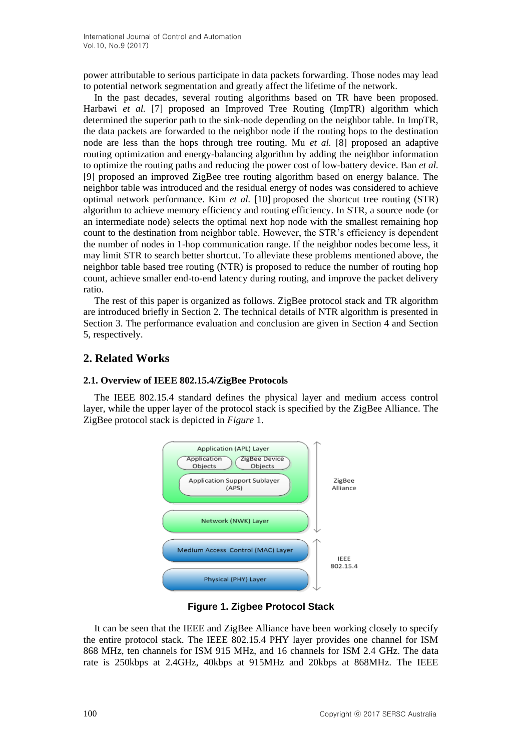power attributable to serious participate in data packets forwarding. Those nodes may lead to potential network segmentation and greatly affect the lifetime of the network.

In the past decades, several routing algorithms based on TR have been proposed. Harbawi *et al.* [7] proposed an Improved Tree Routing (ImpTR) algorithm which determined the superior path to the sink-node depending on the neighbor table. In ImpTR, the data packets are forwarded to the neighbor node if the routing hops to the destination node are less than the hops through tree routing. Mu *et al.* [8] proposed an adaptive routing optimization and energy-balancing algorithm by adding the neighbor information to optimize the routing paths and reducing the power cost of low-battery device. Ban *et al.* [9] proposed an improved ZigBee tree routing algorithm based on energy balance. The neighbor table was introduced and the residual energy of nodes was considered to achieve optimal network performance. Kim *et al.* [10] proposed the shortcut tree routing (STR) algorithm to achieve memory efficiency and routing efficiency. In STR, a source node (or an intermediate node) selects the optimal next hop node with the smallest remaining hop count to the destination from neighbor table. However, the STR's efficiency is dependent the number of nodes in 1-hop communication range. If the neighbor nodes become less, it may limit STR to search better shortcut. To alleviate these problems mentioned above, the neighbor table based tree routing (NTR) is proposed to reduce the number of routing hop count, achieve smaller end-to-end latency during routing, and improve the packet delivery ratio.

The rest of this paper is organized as follows. ZigBee protocol stack and TR algorithm are introduced briefly in Section 2. The technical details of NTR algorithm is presented in Section 3. The performance evaluation and conclusion are given in Section 4 and Section 5, respectively.

## 2. Related Works

### 2.1. Overview of IEEE 802.15.4/ZigBee Protocols

The IEEE 802.15.4 standard defines the physical layer and medium access control layer, while the upper layer of the protocol stack is specified by the ZigBee Alliance. The ZigBee protocol stack is depicted in *Figure* 1.

Application (APL) Layer
Application Objects | ZigBee Device Objects
Application Support Sublayer (APS)
Network (NWK) Layer
Medium Access Control (MAC) Layer
Physical (PHY) Layer

ZigBee Alliance | IEEE 802.15.4

**Figure 1. Zigbee Protocol Stack**

It can be seen that the IEEE and ZigBee Alliance have been working closely to specify the entire protocol stack. The IEEE 802.15.4 PHY layer provides one channel for ISM 868 MHz, ten channels for ISM 915 MHz, and 16 channels for ISM 2.4 GHz. The data rate is 250kbps at 2.4GHz, 40kbps at 915MHz and 20kbps at 868MHz. The IEEE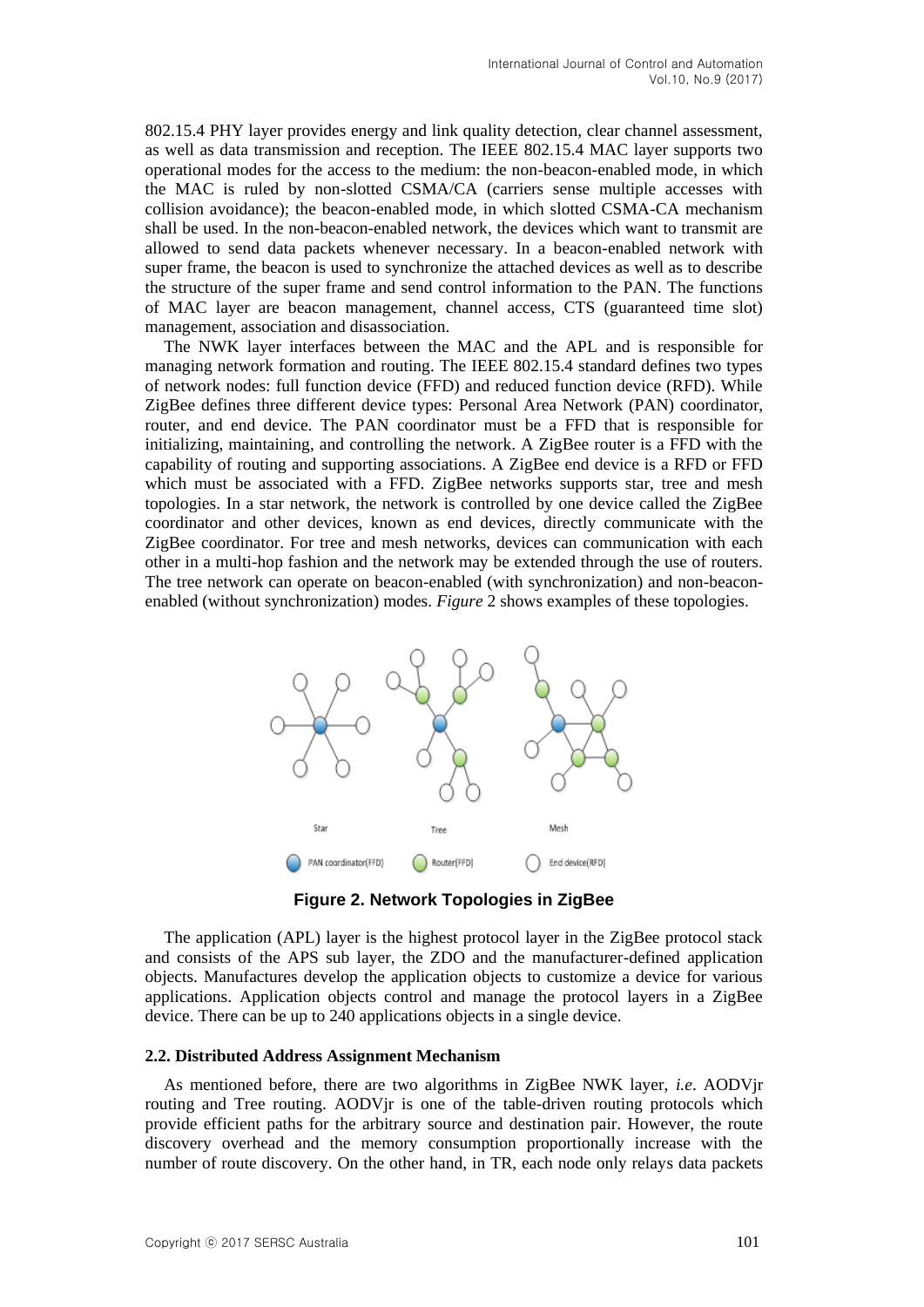802.15.4 PHY layer provides energy and link quality detection, clear channel assessment, as well as data transmission and reception. The IEEE 802.15.4 MAC layer supports two operational modes for the access to the medium: the non-beacon-enabled mode, in which the MAC is ruled by non-slotted CSMA/CA (carriers sense multiple accesses with collision avoidance); the beacon-enabled mode, in which slotted CSMA-CA mechanism shall be used. In the non-beacon-enabled network, the devices which want to transmit are allowed to send data packets whenever necessary. In a beacon-enabled network with super frame, the beacon is used to synchronize the attached devices as well as to describe the structure of the super frame and send control information to the PAN. The functions of MAC layer are beacon management, channel access, CTS (guaranteed time slot) management, association and disassociation.

The NWK layer interfaces between the MAC and the APL and is responsible for managing network formation and routing. The IEEE 802.15.4 standard defines two types of network nodes: full function device (FFD) and reduced function device (RFD). While ZigBee defines three different device types: Personal Area Network (PAN) coordinator, router, and end device. The PAN coordinator must be a FFD that is responsible for initializing, maintaining, and controlling the network. A ZigBee router is a FFD with the capability of routing and supporting associations. A ZigBee end device is a RFD or FFD which must be associated with a FFD. ZigBee networks supports star, tree and mesh topologies. In a star network, the network is controlled by one device called the ZigBee coordinator and other devices, known as end devices, directly communicate with the ZigBee coordinator. For tree and mesh networks, devices can communication with each other in a multi-hop fashion and the network may be extended through the use of routers. The tree network can operate on beacon-enabled (with synchronization) and non-beacon-enabled (without synchronization) modes. *Figure* 2 shows examples of these topologies.

**Figure 2. Network Topologies in ZigBee**

The application (APL) layer is the highest protocol layer in the ZigBee protocol stack and consists of the APS sub layer, the ZDO and the manufacturer-defined application objects. Manufactures develop the application objects to customize a device for various applications. Application objects control and manage the protocol layers in a ZigBee device. There can be up to 240 applications objects in a single device.

### 2.2. Distributed Address Assignment Mechanism

As mentioned before, there are two algorithms in ZigBee NWK layer, *i.e*. AODVjr routing and Tree routing. AODVjr is one of the table-driven routing protocols which provide efficient paths for the arbitrary source and destination pair. However, the route discovery overhead and the memory consumption proportionally increase with the number of route discovery. On the other hand, in TR, each node only relays data packets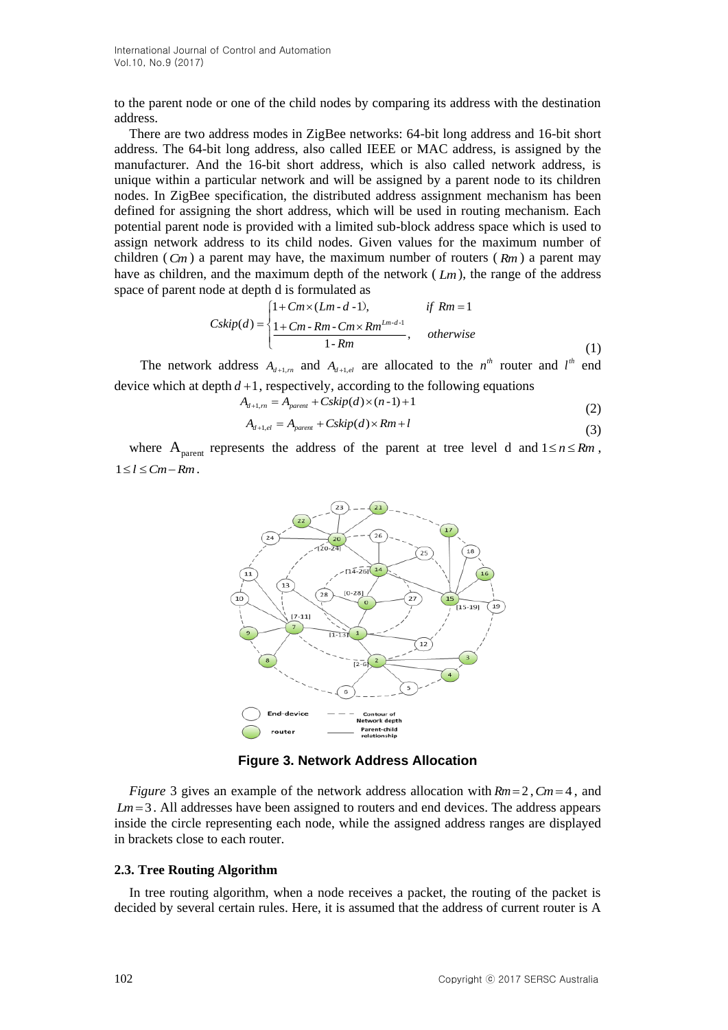to the parent node or one of the child nodes by comparing its address with the destination address.

There are two address modes in ZigBee networks: 64-bit long address and 16-bit short address. The 64-bit long address, also called IEEE or MAC address, is assigned by the manufacturer. And the 16-bit short address, which is also called network address, is unique within a particular network and will be assigned by a parent node to its children nodes. In ZigBee specification, the distributed address assignment mechanism has been defined for assigning the short address, which will be used in routing mechanism. Each potential parent node is provided with a limited sub-block address space which is used to assign network address to its child nodes. Given values for the maximum number of children ($Cm$) a parent may have, the maximum number of routers ($Rm$) a parent may have as children, and the maximum depth of the network ($Lm$), the range of the address space of parent node at depth d is formulated as

$$Cskip(d) = \begin{cases} 1 + Cm \times (Lm - d - 1), & if\ Rm = 1 \\ \dfrac{1 + Cm - Rm - Cm \times Rm^{Lm-d-1}}{1 - Rm}, & otherwise \end{cases} \tag{1}$$

The network address $A_{d+1,rn}$ and $A_{d+1,el}$ are allocated to the $n^{th}$ router and $l^{th}$ end device which at depth $d+1$, respectively, according to the following equations

$$A_{d+1,rn} = A_{parent} + Cskip(d) \times (n-1) + 1 \tag{2}$$

$$A_{d+1,el} = A_{parent} + Cskip(d) \times Rm + l \tag{3}$$

where $A_{parent}$ represents the address of the parent at tree level d and $1 \le n \le Rm$, $1 \le l \le Cm - Rm$.

**Figure 3. Network Address Allocation**

*Figure* 3 gives an example of the network address allocation with $Rm = 2$, $Cm = 4$, and $Lm = 3$. All addresses have been assigned to routers and end devices. The address appears inside the circle representing each node, while the assigned address ranges are displayed in brackets close to each router.

### 2.3. Tree Routing Algorithm

In tree routing algorithm, when a node receives a packet, the routing of the packet is decided by several certain rules. Here, it is assumed that the address of current router is A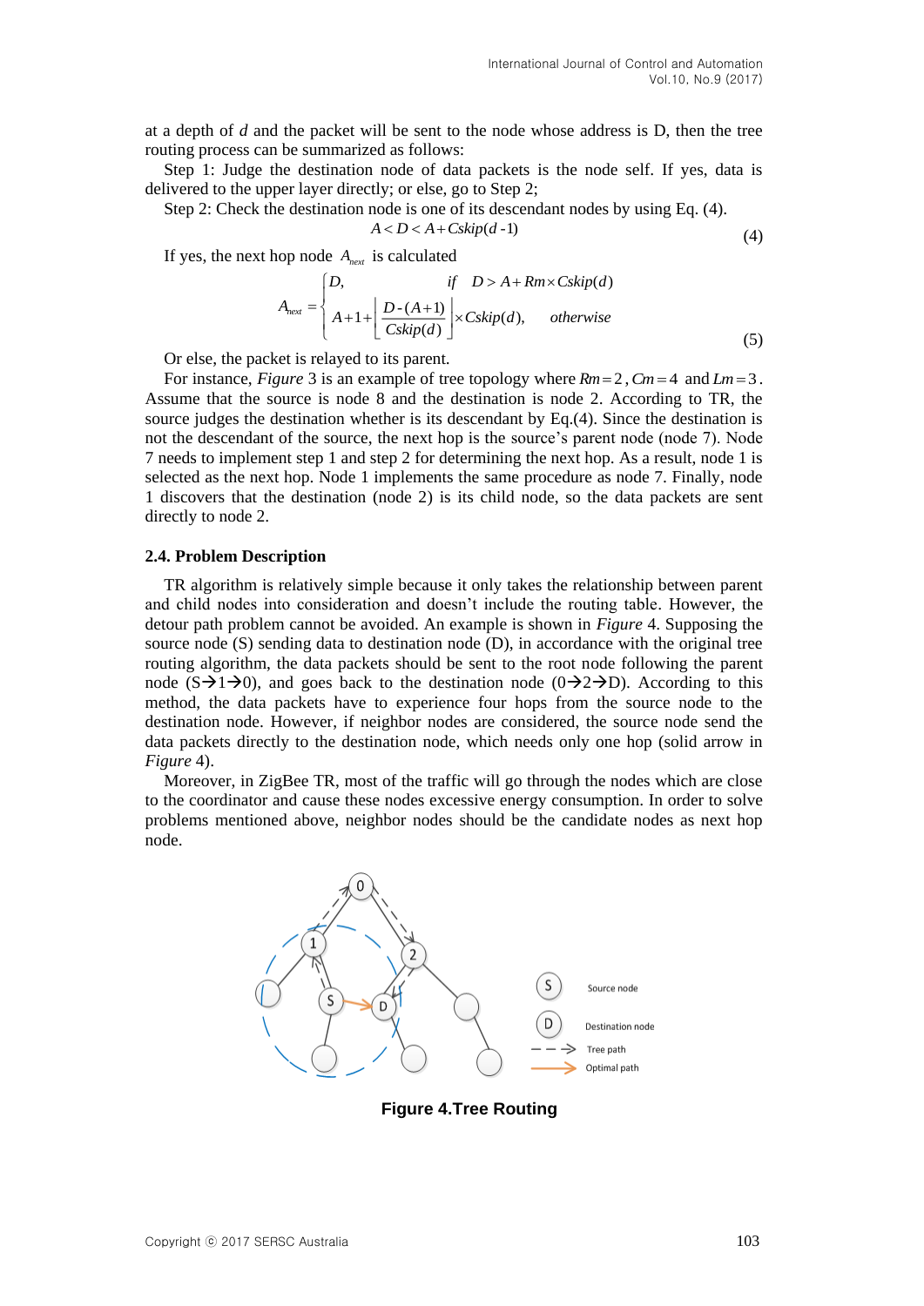at a depth of $d$ and the packet will be sent to the node whose address is D, then the tree routing process can be summarized as follows:

Step 1: Judge the destination node of data packets is the node self. If yes, data is delivered to the upper layer directly; or else, go to Step 2;

Step 2: Check the destination node is one of its descendant nodes by using Eq. (4).

$$A < D < A + Cskip(d-1) \tag{4}$$

If yes, the next hop node $A_{next}$ is calculated

$$A_{next} = \begin{cases} D, & \text{if} \quad D > A + Rm \times Cskip(d) \\ A + 1 + \left\lfloor \dfrac{D-(A+1)}{Cskip(d)} \right\rfloor \times Cskip(d), & \text{otherwise} \end{cases} \tag{5}$$

Or else, the packet is relayed to its parent.

For instance, *Figure* 3 is an example of tree topology where $Rm = 2$, $Cm = 4$ and $Lm = 3$. Assume that the source is node 8 and the destination is node 2. According to TR, the source judges the destination whether is its descendant by Eq.(4). Since the destination is not the descendant of the source, the next hop is the source's parent node (node 7). Node 7 needs to implement step 1 and step 2 for determining the next hop. As a result, node 1 is selected as the next hop. Node 1 implements the same procedure as node 7. Finally, node 1 discovers that the destination (node 2) is its child node, so the data packets are sent directly to node 2.

### 2.4. Problem Description

TR algorithm is relatively simple because it only takes the relationship between parent and child nodes into consideration and doesn't include the routing table. However, the detour path problem cannot be avoided. An example is shown in *Figure* 4. Supposing the source node (S) sending data to destination node (D), in accordance with the original tree routing algorithm, the data packets should be sent to the root node following the parent node (S→1→0), and goes back to the destination node (0→2→D). According to this method, the data packets have to experience four hops from the source node to the destination node. However, if neighbor nodes are considered, the source node send the data packets directly to the destination node, which needs only one hop (solid arrow in *Figure* 4).

Moreover, in ZigBee TR, most of the traffic will go through the nodes which are close to the coordinator and cause these nodes excessive energy consumption. In order to solve problems mentioned above, neighbor nodes should be the candidate nodes as next hop node.

**Figure 4.Tree Routing**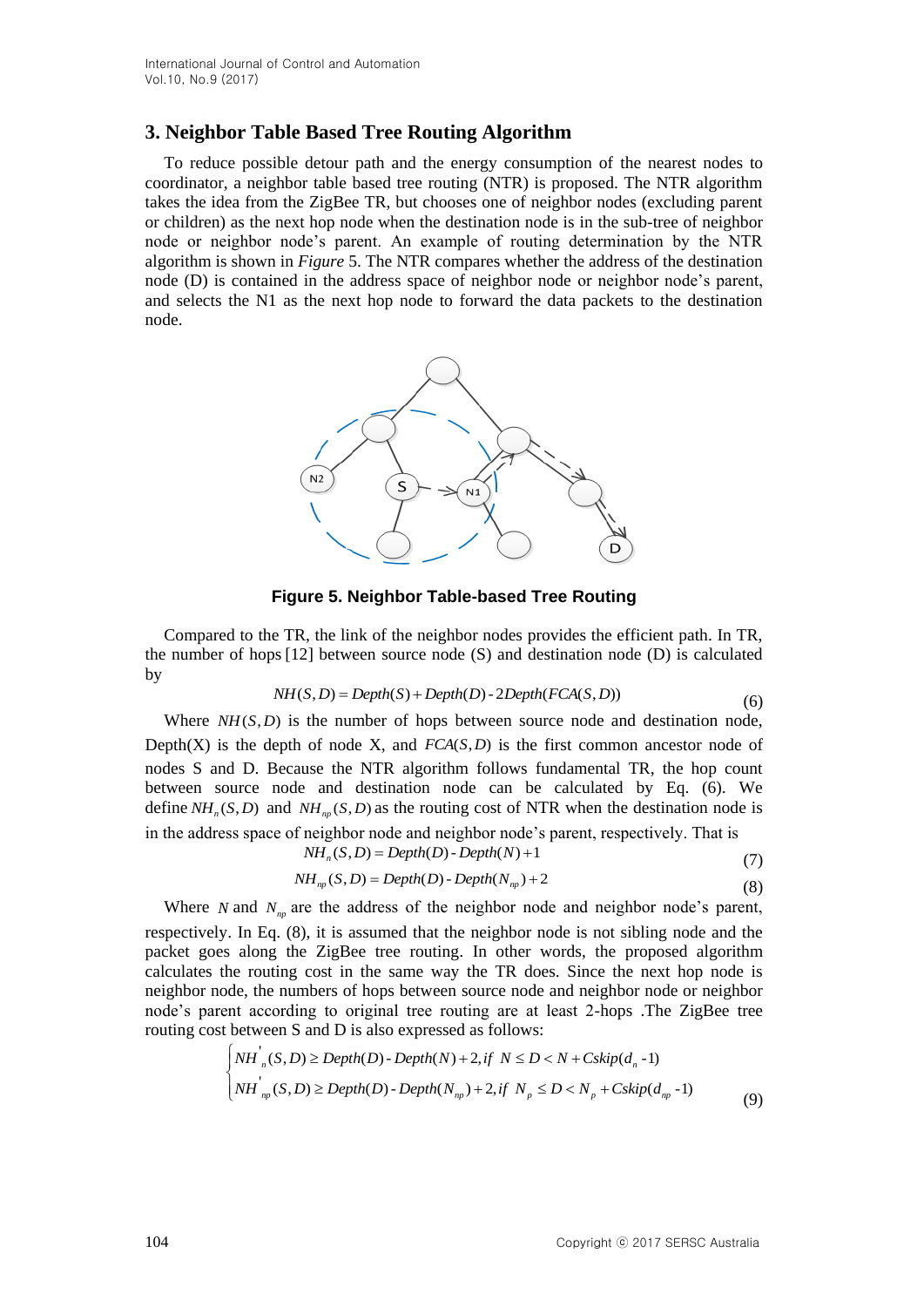## 3. Neighbor Table Based Tree Routing Algorithm

To reduce possible detour path and the energy consumption of the nearest nodes to coordinator, a neighbor table based tree routing (NTR) is proposed. The NTR algorithm takes the idea from the ZigBee TR, but chooses one of neighbor nodes (excluding parent or children) as the next hop node when the destination node is in the sub-tree of neighbor node or neighbor node's parent. An example of routing determination by the NTR algorithm is shown in *Figure* 5. The NTR compares whether the address of the destination node (D) is contained in the address space of neighbor node or neighbor node's parent, and selects the N1 as the next hop node to forward the data packets to the destination node.

**Figure 5. Neighbor Table-based Tree Routing**

Compared to the TR, the link of the neighbor nodes provides the efficient path. In TR, the number of hops [12] between source node (S) and destination node (D) is calculated by

$$NH(S,D) = Depth(S) + Depth(D) - 2Depth(FCA(S,D)) \tag{6}$$

Where $NH(S,D)$ is the number of hops between source node and destination node, Depth(X) is the depth of node X, and $FCA(S,D)$ is the first common ancestor node of nodes S and D. Because the NTR algorithm follows fundamental TR, the hop count between source node and destination node can be calculated by Eq. (6). We define $NH_n(S,D)$ and $NH_{np}(S,D)$ as the routing cost of NTR when the destination node is in the address space of neighbor node and neighbor node's parent, respectively. That is

$$NH_n(S,D) = Depth(D) - Depth(N) + 1 \tag{7}$$

$$NH_{np}(S,D) = Depth(D) - Depth(N_{np}) + 2 \tag{8}$$

Where $N$ and $N_{np}$ are the address of the neighbor node and neighbor node's parent, respectively. In Eq. (8), it is assumed that the neighbor node is not sibling node and the packet goes along the ZigBee tree routing. In other words, the proposed algorithm calculates the routing cost in the same way the TR does. Since the next hop node is neighbor node, the numbers of hops between source node and neighbor node or neighbor node's parent according to original tree routing are at least 2-hops .The ZigBee tree routing cost between S and D is also expressed as follows:

$$\begin{cases} NH'_n(S,D) \geq Depth(D) - Depth(N) + 2, if \ N \leq D < N + Cskip(d_n - 1) \\ NH'_{np}(S,D) \geq Depth(D) - Depth(N_{np}) + 2, if \ N_p \leq D < N_p + Cskip(d_{np} - 1) \end{cases} \tag{9}$$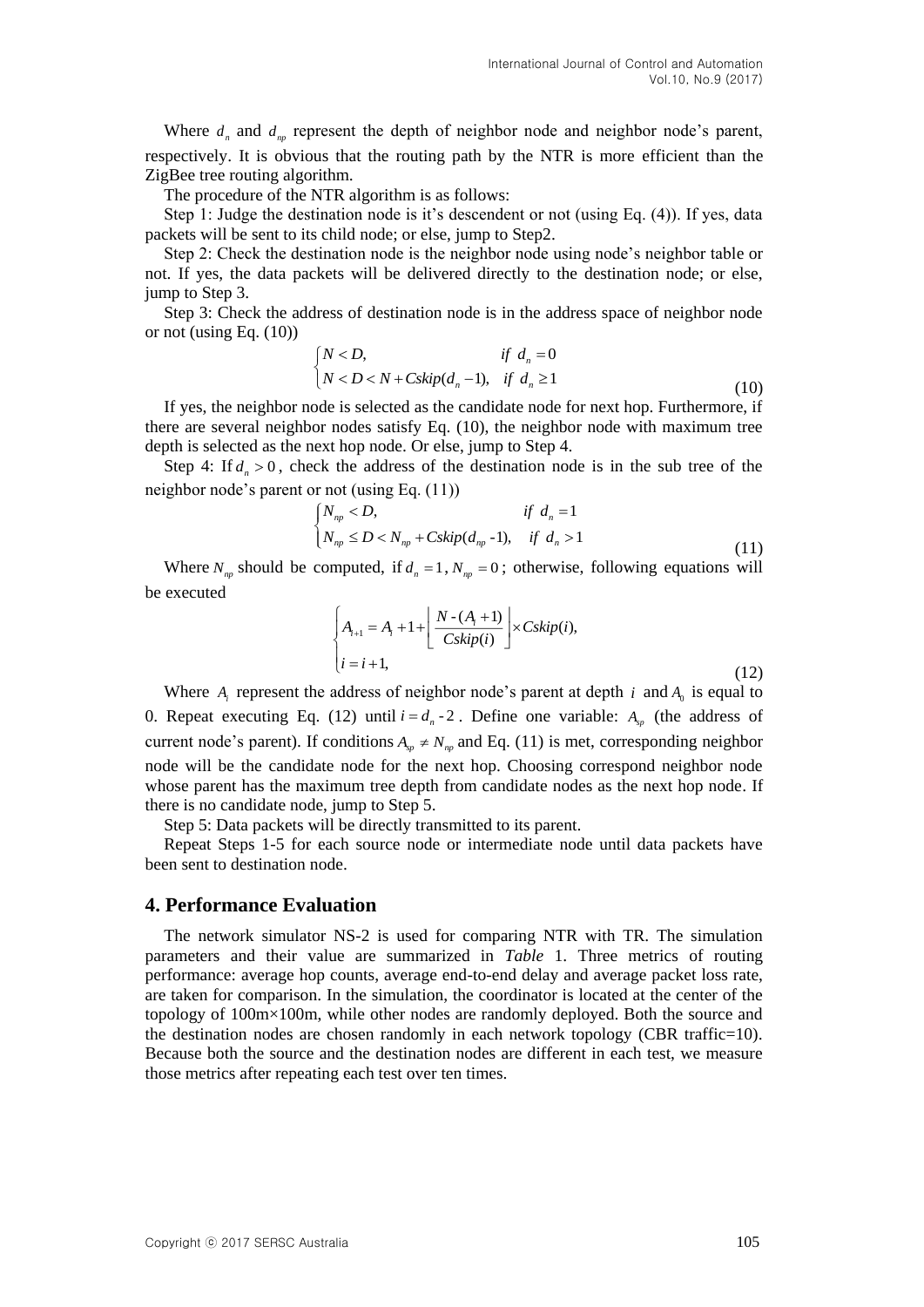Where $d_n$ and $d_{np}$ represent the depth of neighbor node and neighbor node's parent, respectively. It is obvious that the routing path by the NTR is more efficient than the ZigBee tree routing algorithm.

The procedure of the NTR algorithm is as follows:

Step 1: Judge the destination node is it's descendent or not (using Eq. (4)). If yes, data packets will be sent to its child node; or else, jump to Step2.

Step 2: Check the destination node is the neighbor node using node's neighbor table or not. If yes, the data packets will be delivered directly to the destination node; or else, jump to Step 3.

Step 3: Check the address of destination node is in the address space of neighbor node or not (using Eq. (10))

$$\begin{cases} N < D, & if\ \ d_n = 0 \\ N < D < N + Cskip(d_n - 1), & if\ \ d_n \geq 1 \end{cases} \tag{10}$$

If yes, the neighbor node is selected as the candidate node for next hop. Furthermore, if there are several neighbor nodes satisfy Eq. (10), the neighbor node with maximum tree depth is selected as the next hop node. Or else, jump to Step 4.

Step 4: If $d_n > 0$, check the address of the destination node is in the sub tree of the neighbor node's parent or not (using Eq. (11))

$$\begin{cases} N_{np} < D, & if\ \ d_n = 1 \\ N_{np} \leq D < N_{np} + Cskip(d_{np} - 1), & if\ \ d_n > 1 \end{cases} \tag{11}$$

Where $N_{np}$ should be computed, if $d_n = 1$, $N_{np} = 0$; otherwise, following equations will be executed

$$\begin{cases} A_{i+1} = A_i + 1 + \left\lfloor \dfrac{N - (A_i + 1)}{Cskip(i)} \right\rfloor \times Cskip(i), \\ i = i + 1, \end{cases} \tag{12}$$

Where $A_i$ represent the address of neighbor node's parent at depth $i$ and $A_0$ is equal to 0. Repeat executing Eq. (12) until $i = d_n - 2$. Define one variable: $A_{sp}$ (the address of current node's parent). If conditions $A_{sp} \neq N_{np}$ and Eq. (11) is met, corresponding neighbor node will be the candidate node for the next hop. Choosing correspond neighbor node whose parent has the maximum tree depth from candidate nodes as the next hop node. If there is no candidate node, jump to Step 5.

Step 5: Data packets will be directly transmitted to its parent.

Repeat Steps 1-5 for each source node or intermediate node until data packets have been sent to destination node.

## 4. Performance Evaluation

The network simulator NS-2 is used for comparing NTR with TR. The simulation parameters and their value are summarized in *Table* 1. Three metrics of routing performance: average hop counts, average end-to-end delay and average packet loss rate, are taken for comparison. In the simulation, the coordinator is located at the center of the topology of 100m×100m, while other nodes are randomly deployed. Both the source and the destination nodes are chosen randomly in each network topology (CBR traffic=10). Because both the source and the destination nodes are different in each test, we measure those metrics after repeating each test over ten times.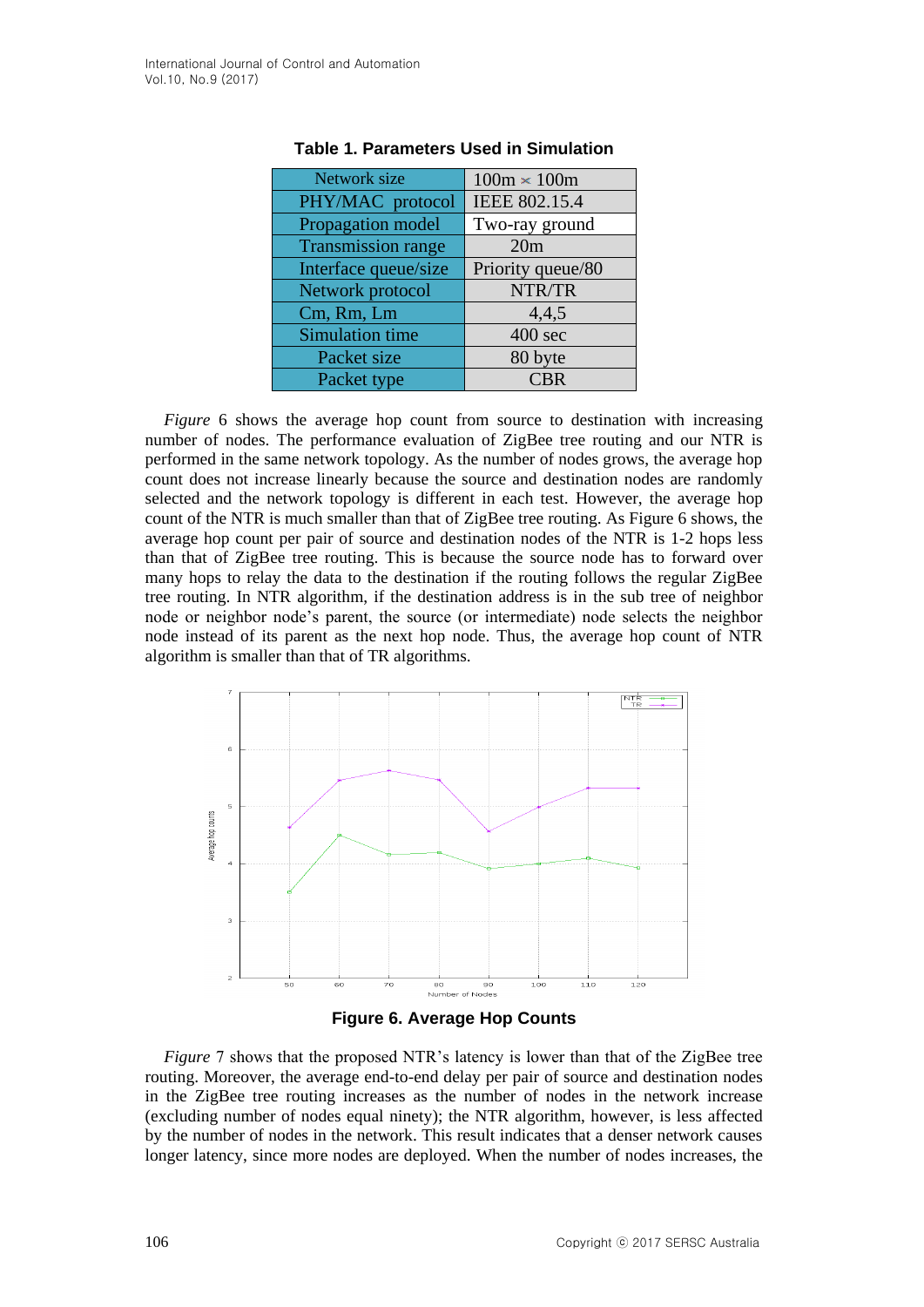**Table 1. Parameters Used in Simulation**

| Network size | 100m × 100m |
|---|---|
| PHY/MAC protocol | IEEE 802.15.4 |
| Propagation model | Two-ray ground |
| Transmission range | 20m |
| Interface queue/size | Priority queue/80 |
| Network protocol | NTR/TR |
| Cm, Rm, Lm | 4,4,5 |
| Simulation time | 400 sec |
| Packet size | 80 byte |
| Packet type | CBR |

*Figure* 6 shows the average hop count from source to destination with increasing number of nodes. The performance evaluation of ZigBee tree routing and our NTR is performed in the same network topology. As the number of nodes grows, the average hop count does not increase linearly because the source and destination nodes are randomly selected and the network topology is different in each test. However, the average hop count of the NTR is much smaller than that of ZigBee tree routing. As Figure 6 shows, the average hop count per pair of source and destination nodes of the NTR is 1-2 hops less than that of ZigBee tree routing. This is because the source node has to forward over many hops to relay the data to the destination if the routing follows the regular ZigBee tree routing. In NTR algorithm, if the destination address is in the sub tree of neighbor node or neighbor node's parent, the source (or intermediate) node selects the neighbor node instead of its parent as the next hop node. Thus, the average hop count of NTR algorithm is smaller than that of TR algorithms.

**Figure 6. Average Hop Counts**

*Figure* 7 shows that the proposed NTR's is lower than that of the ZigBee tree routing. Moreover, the average end-to-end delay per pair of source and destination nodes in the ZigBee tree routing increases as the number of nodes in the network increase (excluding number of nodes equal ninety); the NTR algorithm, however, is less affected by the number of nodes in the network. This result indicates that a denser network causes longer latency, since more nodes are deployed. When the number of nodes increases, the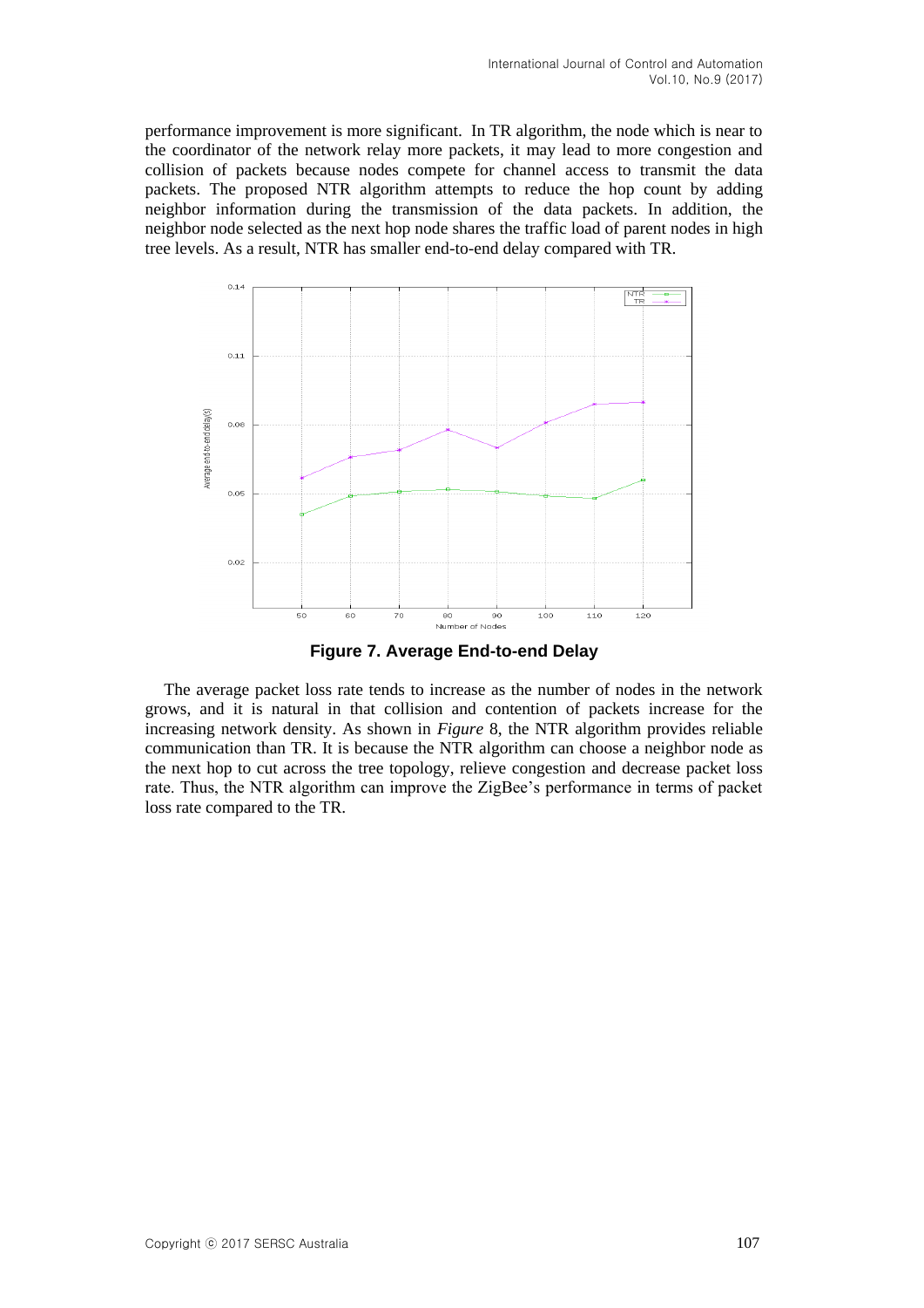performance improvement is more significant. In TR algorithm, the node which is near to the coordinator of the network relay more packets, it may lead to more congestion and collision of packets because nodes compete for channel access to transmit the data packets. The proposed NTR algorithm attempts to reduce the hop count by adding neighbor information during the transmission of the data packets. In addition, the neighbor node selected as the next hop node shares the traffic load of parent nodes in high tree levels. As a result, NTR has smaller end-to-end delay compared with TR.

**Figure 7. Average End-to-end Delay**

The average packet loss rate tends to increase as the number of nodes in the network grows, and it is natural in that collision and contention of packets increase for the increasing network density. As shown in *Figure* 8, the NTR algorithm provides reliable communication than TR. It is because the NTR algorithm can choose a neighbor node as the next hop to cut across the tree topology, relieve congestion and decrease packet loss rate. Thus, the NTR algorithm can improve the ZigBee's performance in terms of packet loss rate compared to the TR.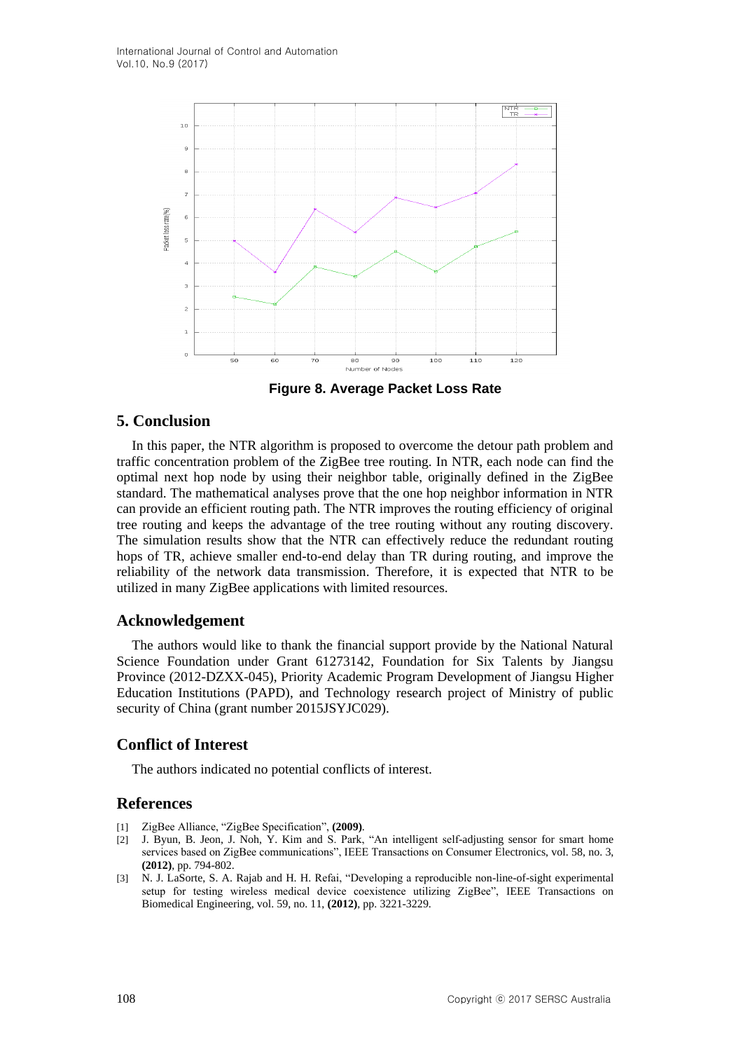Figure 8. Average Packet Loss Rate

## 5. Conclusion

In this paper, the NTR algorithm is proposed to overcome the detour path problem and traffic concentration problem of the ZigBee tree routing. In NTR, each node can find the optimal next hop node by using their neighbor table, originally defined in the ZigBee standard. The mathematical analyses prove that the one hop neighbor information in NTR can provide an efficient routing path. The NTR improves the routing efficiency of original tree routing and keeps the advantage of the tree routing without any routing discovery. The simulation results show that the NTR can effectively reduce the redundant routing hops of TR, achieve smaller end-to-end delay than TR during routing, and improve the reliability of the network data transmission. Therefore, it is expected that NTR to be utilized in many ZigBee applications with limited resources.

## Acknowledgement

The authors would like to thank the financial support provide by the National Natural Science Foundation under Grant 61273142, Foundation for Six Talents by Jiangsu Province (2012-DZXX-045), Priority Academic Program Development of Jiangsu Higher Education Institutions (PAPD), and Technology research project of Ministry of public security of China (grant number 2015JSYJC029).

## Conflict of Interest

The authors indicated no potential conflicts of interest.

## References

[1] ZigBee Alliance, "ZigBee Specification", **(2009)**.

[2] J. Byun, B. Jeon, J. Noh, Y. Kim and S. Park, "An intelligent self-adjusting sensor for smart home services based on ZigBee communications", IEEE Transactions on Consumer Electronics, vol. 58, no. 3, **(2012)**, pp. 794-802.

[3] N. J. LaSorte, S. A. Rajab and H. H. Refai, "Developing a reproducible non-line-of-sight experimental setup for testing wireless medical device coexistence utilizing ZigBee", IEEE Transactions on Biomedical Engineering, vol. 59, no. 11, **(2012)**, pp. 3221-3229.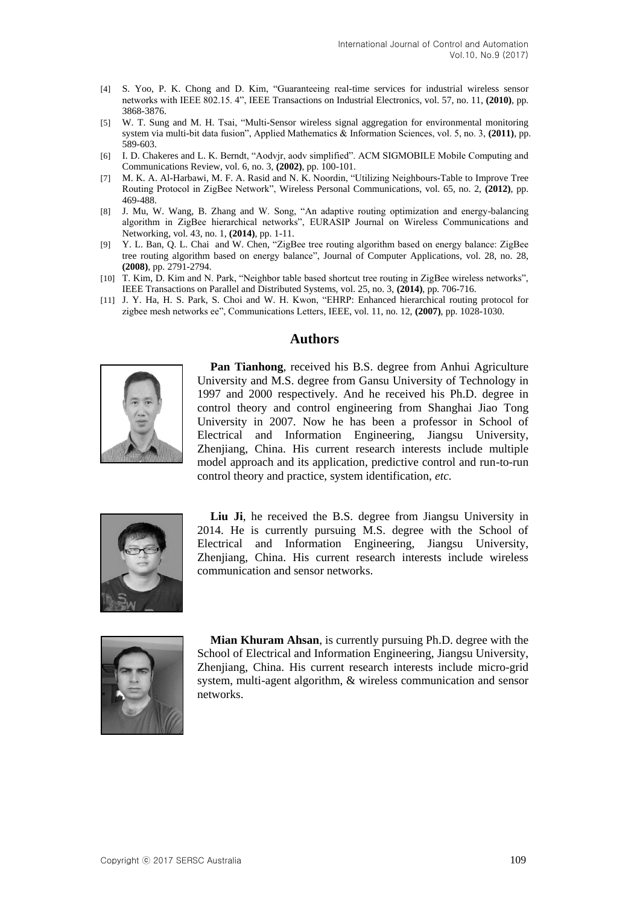[4] S. Yoo, P. K. Chong and D. Kim, "Guaranteeing real-time services for industrial wireless sensor networks with IEEE 802.15. 4", IEEE Transactions on Industrial Electronics, vol. 57, no. 11, **(2010)**, pp. 3868-3876.

[5] W. T. Sung and M. H. Tsai, "Multi-Sensor wireless signal aggregation for environmental monitoring system via multi-bit data fusion", Applied Mathematics & Information Sciences, vol. 5, no. 3, **(2011)**, pp. 589-603.

[6] I. D. Chakeres and L. K. Berndt, "Aodvjr, aodv simplified". ACM SIGMOBILE Mobile Computing and Communications Review, vol. 6, no. 3, **(2002)**, pp. 100-101.

[7] M. K. A. Al-Harbawi, M. F. A. Rasid and N. K. Noordin, "Utilizing Neighbours-Table to Improve Tree Routing Protocol in ZigBee Network", Wireless Personal Communications, vol. 65, no. 2, **(2012)**, pp. 469-488.

[8] J. Mu, W. Wang, B. Zhang and W. Song, "An adaptive routing optimization and energy-balancing algorithm in ZigBee hierarchical networks", EURASIP Journal on Wireless Communications and Networking, vol. 43, no. 1, **(2014)**, pp. 1-11.

[9] Y. L. Ban, Q. L. Chai and W. Chen, "ZigBee tree routing algorithm based on energy balance: ZigBee tree routing algorithm based on energy balance", Journal of Computer Applications, vol. 28, no. 28, **(2008)**, pp. 2791-2794.

[10] T. Kim, D. Kim and N. Park, "Neighbor table based shortcut tree routing in ZigBee wireless networks", IEEE Transactions on Parallel and Distributed Systems, vol. 25, no. 3, **(2014)**, pp. 706-716.

[11] J. Y. Ha, H. S. Park, S. Choi and W. H. Kwon, "EHRP: Enhanced hierarchical routing protocol for zigbee mesh networks ee", Communications Letters, IEEE, vol. 11, no. 12, **(2007)**, pp. 1028-1030.

## Authors

**Pan Tianhong**, received his B.S. degree from Anhui Agriculture University and M.S. degree from Gansu University of Technology in 1997 and 2000 respectively. And he received his Ph.D. degree in control theory and control engineering from Shanghai Jiao Tong University in 2007. Now he has been a professor in School of Electrical and Information Engineering, Jiangsu University, Zhenjiang, China. His current research interests include multiple model approach and its application, predictive control and run-to-run control theory and practice, system identification, *etc.*

**Liu Ji**, he received the B.S. degree from Jiangsu University in 2014. He is currently pursuing M.S. degree with the School of Electrical and Information Engineering, Jiangsu University, Zhenjiang, China. His current research interests include wireless communication and sensor networks.

**Mian Khuram Ahsan**, is currently pursuing Ph.D. degree with the School of Electrical and Information Engineering, Jiangsu University, Zhenjiang, China. His current research interests include micro-grid system, multi-agent algorithm, & wireless communication and sensor networks.